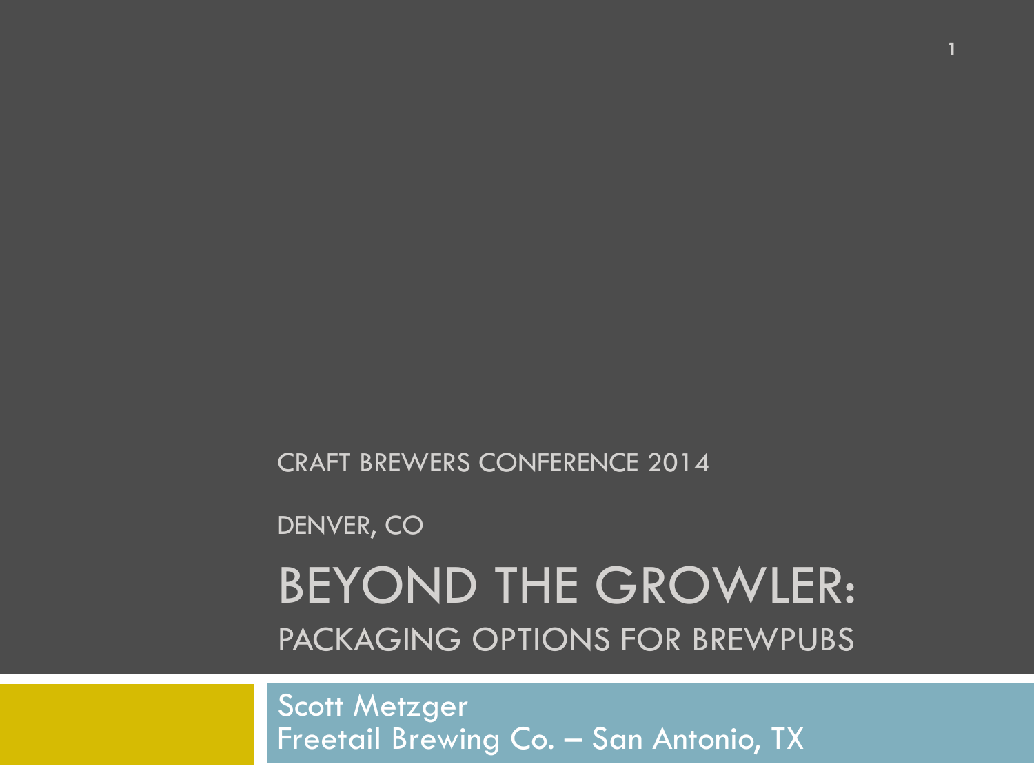CRAFT BREWERS CONFERENCE 2014

DENVER, CO

# BEYOND THE GROWLER:

## PACKAGING OPTIONS FOR BREWPUBS

Scott Metzger
Freetail Brewing Co. – San Antonio, TX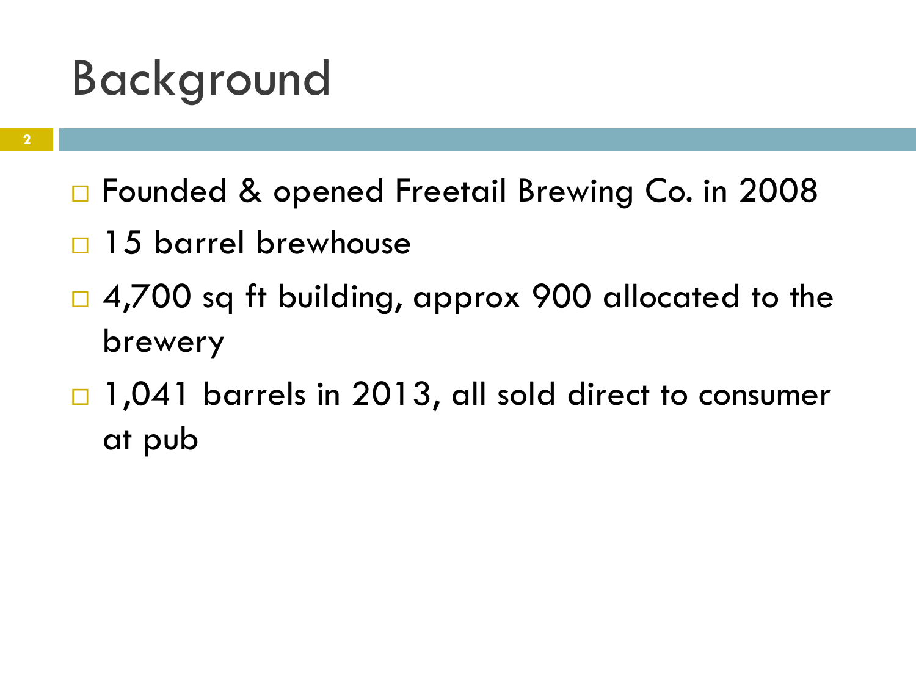# Background

- Founded & opened Freetail Brewing Co. in 2008
- 15 barrel brewhouse
- 4,700 sq ft building, approx 900 allocated to the brewery
- 1,041 barrels in 2013, all sold direct to consumer at pub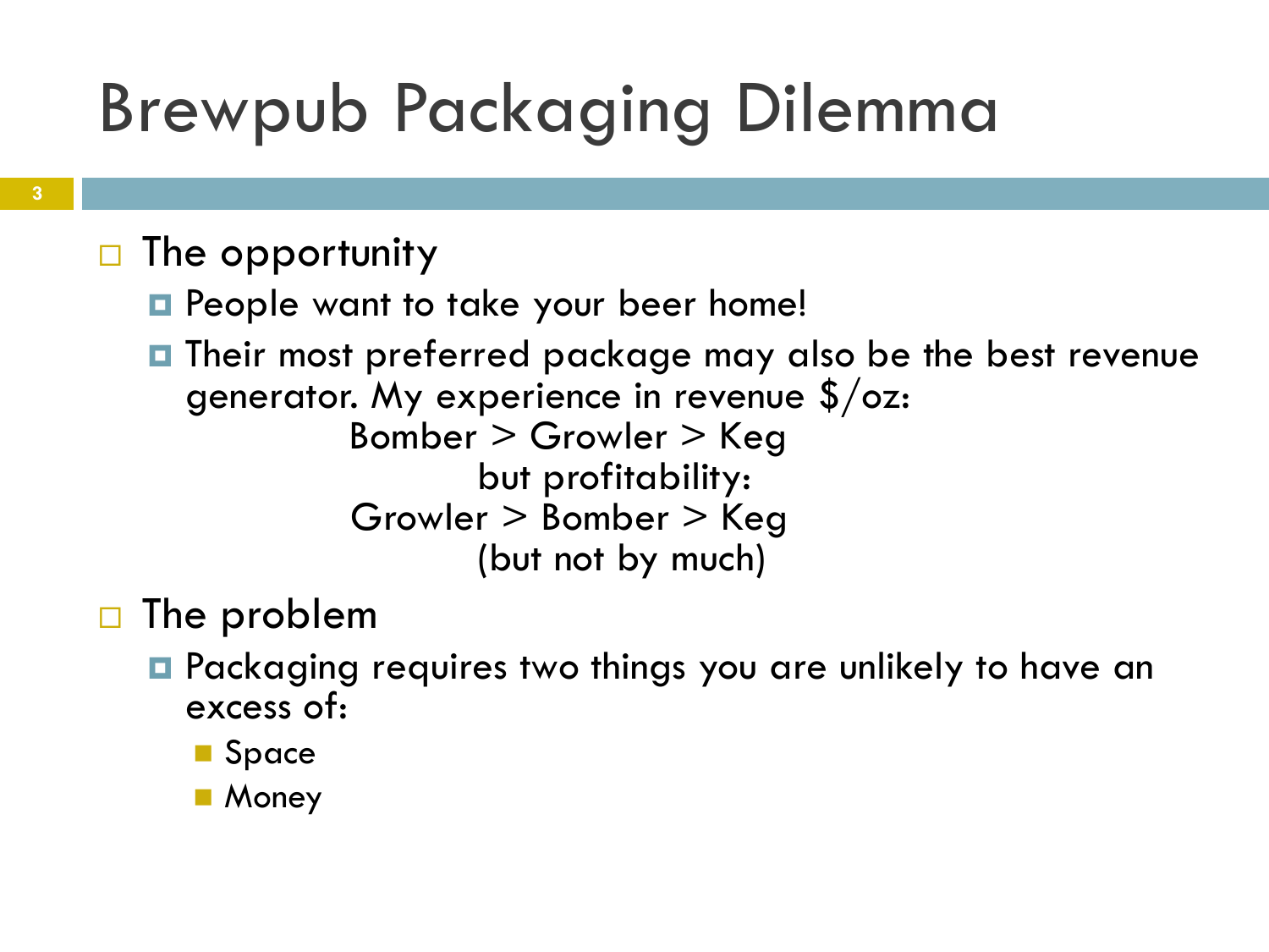# Brewpub Packaging Dilemma

- The opportunity
  - People want to take your beer home!
  - Their most preferred package may also be the best revenue generator. My experience in revenue $/oz:

    Bomber > Growler > Keg

    but profitability:

    Growler > Bomber > Keg

    (but not by much)
- The problem
  - Packaging requires two things you are unlikely to have an excess of:
    - Space
    - Money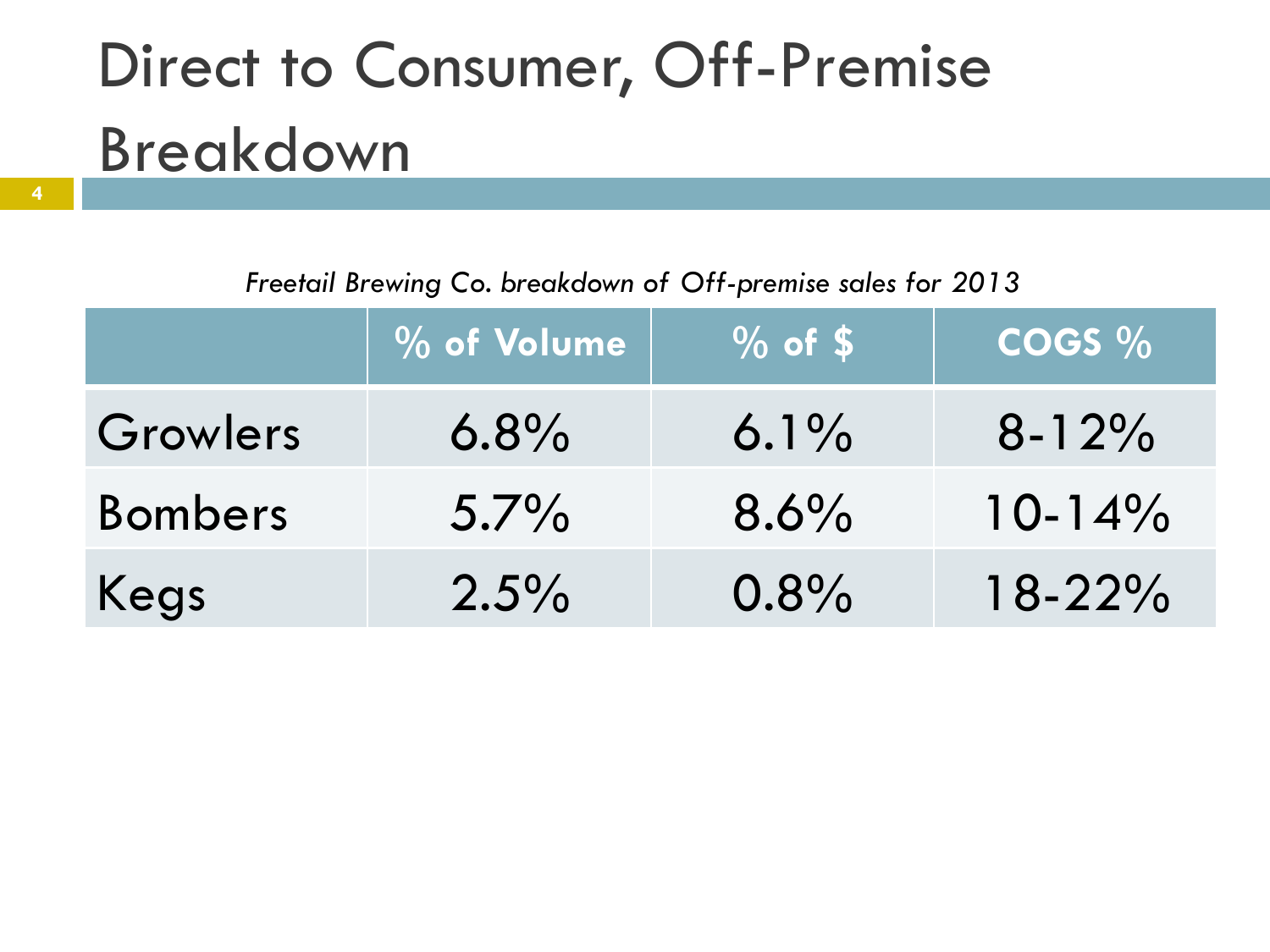# Direct to Consumer, Off-Premise Breakdown

*Freetail Brewing Co. breakdown of Off-premise sales for 2013*

| | % of Volume | % of $ | COGS % |
|---|---|---|---|
| Growlers | 6.8% | 6.1% | 8-12% |
| Bombers | 5.7% | 8.6% | 10-14% |
| Kegs | 2.5% | 0.8% | 18-22% |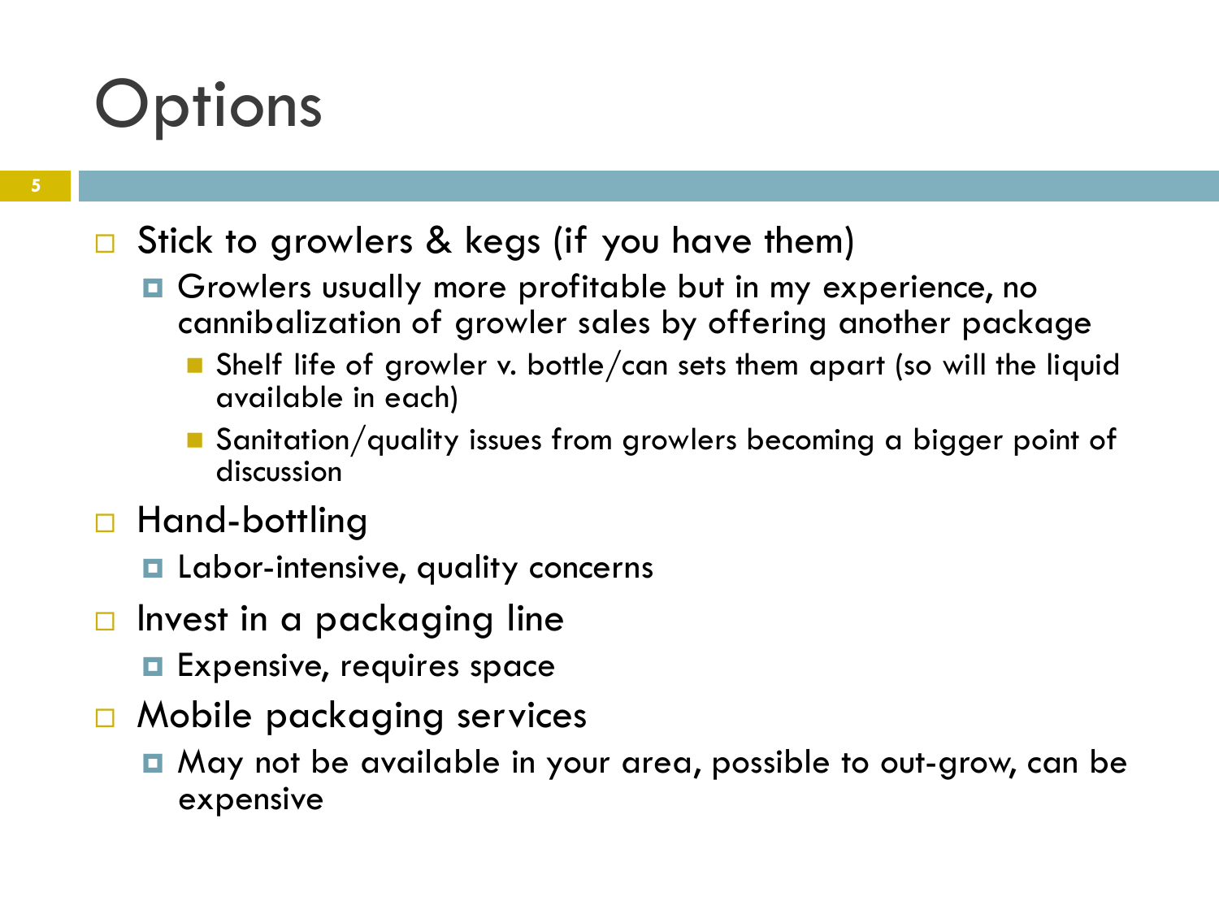# Options

- Stick to growlers & kegs (if you have them)
  - Growlers usually more profitable but in my experience, no cannibalization of growler sales by offering another package
    - Shelf life of growler v. bottle/can sets them apart (so will the liquid available in each)
    - Sanitation/quality issues from growlers becoming a bigger point of discussion
- Hand-bottling
  - Labor-intensive, quality concerns
- Invest in a packaging line
  - Expensive, requires space
- Mobile packaging services
  - May not be available in your area, possible to out-grow, can be expensive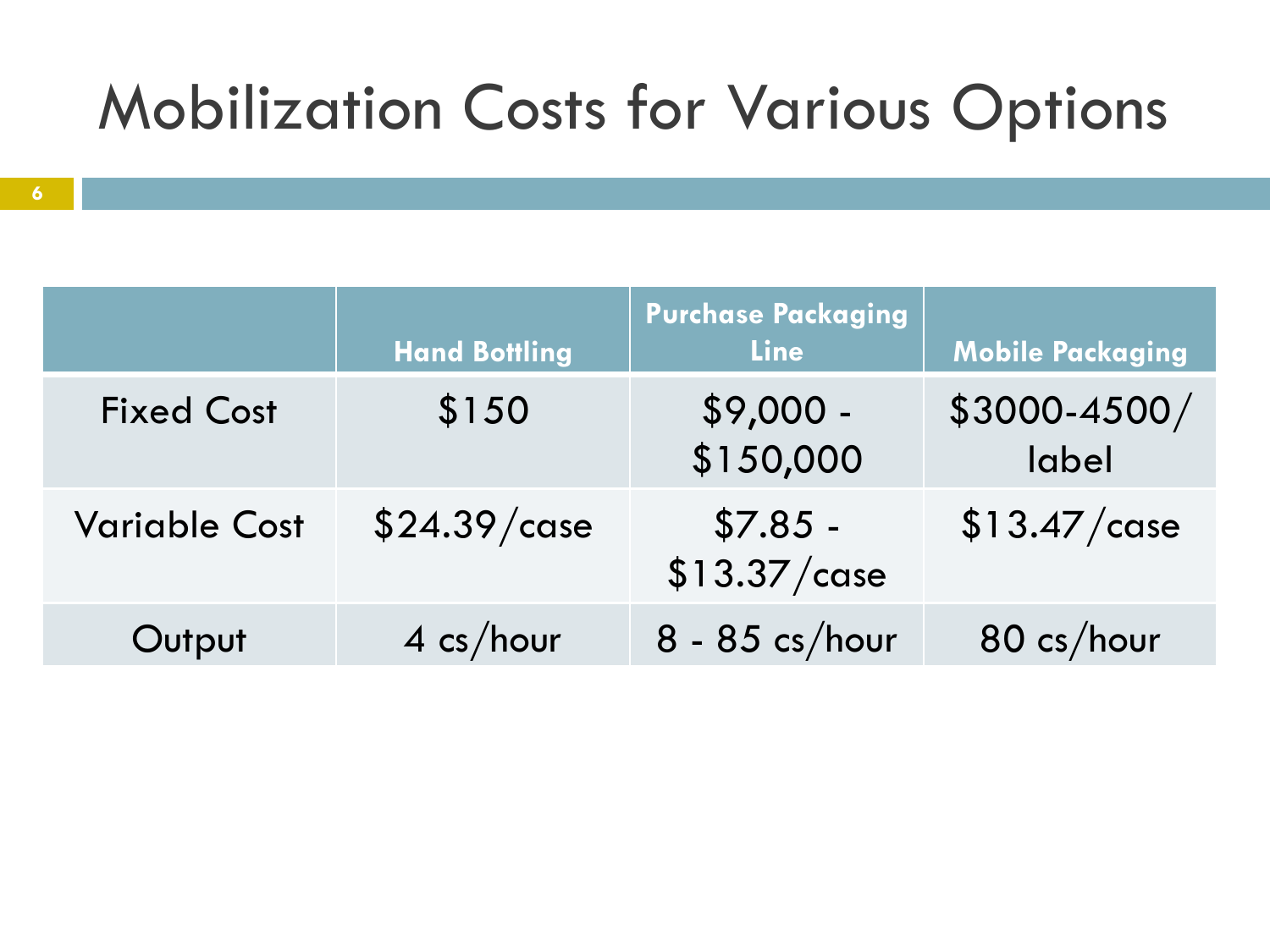# Mobilization Costs for Various Options

| | Hand Bottling | Purchase Packaging Line | Mobile Packaging |
|---|---|---|---|
| Fixed Cost | $150 | $9,000 - $150,000 | $3000-4500/ label |
| Variable Cost | $24.39/case | $7.85 - $13.37/case | $13.47/case |
| Output | 4 cs/hour | 8 - 85 cs/hour | 80 cs/hour |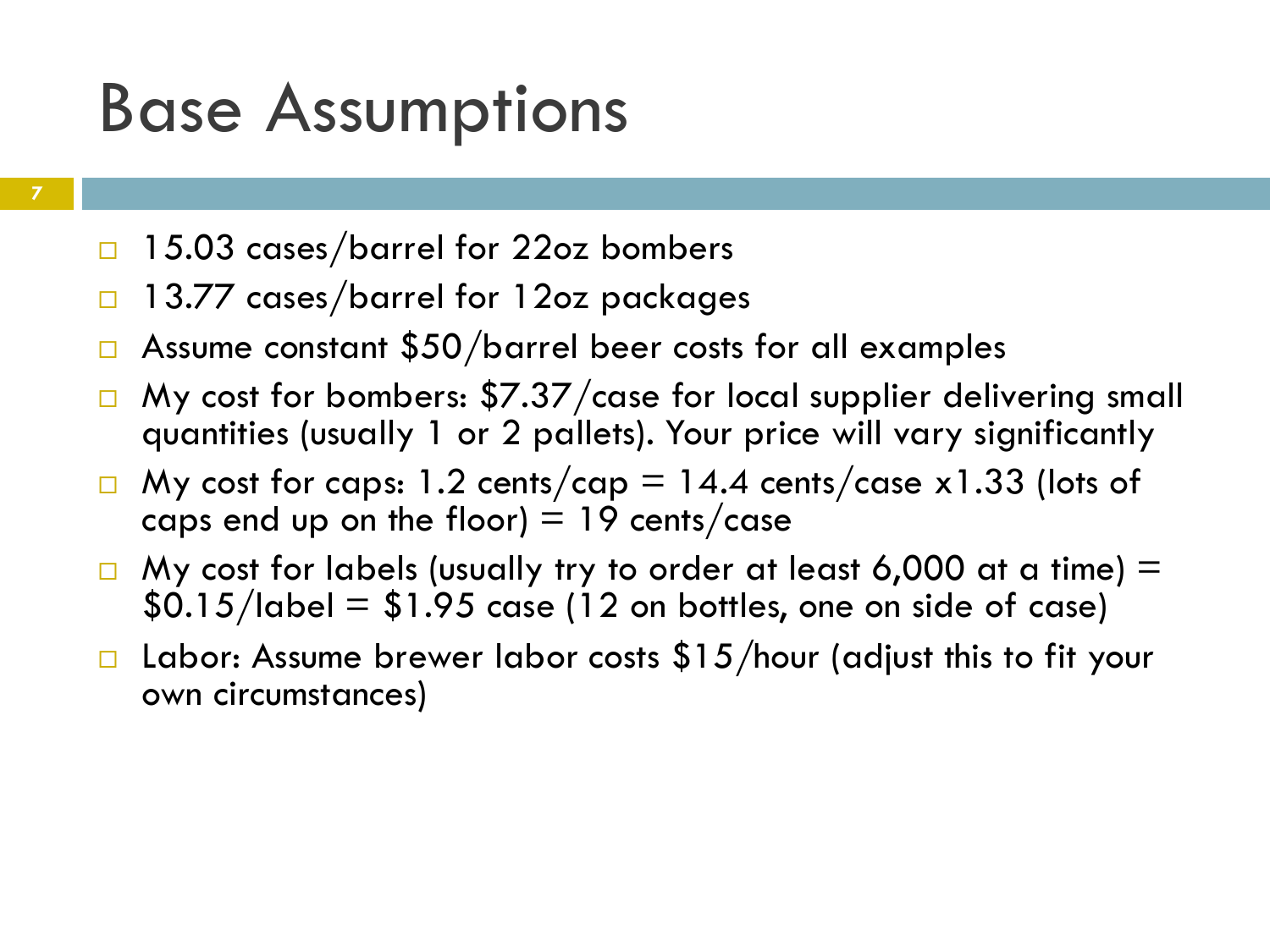# Base Assumptions

- 15.03 cases/barrel for 22oz bombers
- 13.77 cases/barrel for 12oz packages
- Assume constant $50/barrel beer costs for all examples
- My cost for bombers: $7.37/case for local supplier delivering small quantities (usually 1 or 2 pallets). Your price will vary significantly
- My cost for caps: 1.2 cents/cap = 14.4 cents/case x1.33 (lots of caps end up on the floor) = 19 cents/case
- My cost for labels (usually try to order at least 6,000 at a time) = $0.15/label = $1.95 case (12 on bottles, one on side of case)
- Labor: Assume brewer labor costs $15/hour (adjust this to fit your own circumstances)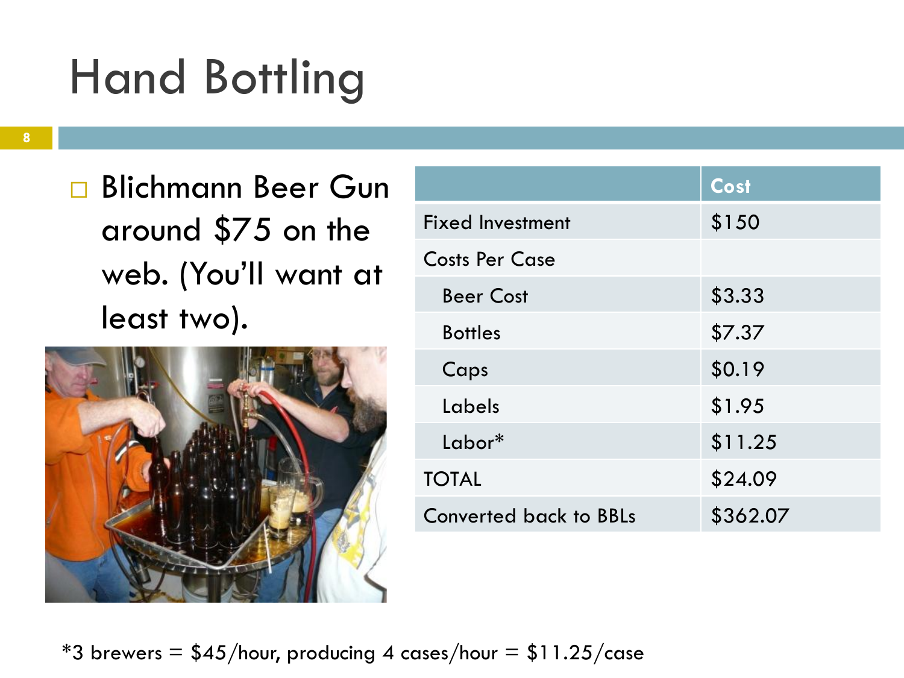# Hand Bottling

- Blichmann Beer Gun around $75 on the web. (You'll want at least two).

| | Cost |
|---|---|
| Fixed Investment | $150 |
| Costs Per Case | |
| Beer Cost | $3.33 |
| Bottles | $7.37 |
| Caps | $0.19 |
| Labels | $1.95 |
| Labor* | $11.25 |
| TOTAL | $24.09 |
| Converted back to BBLs | $362.07 |

*3 brewers = $45/hour, producing 4 cases/hour = $11.25/case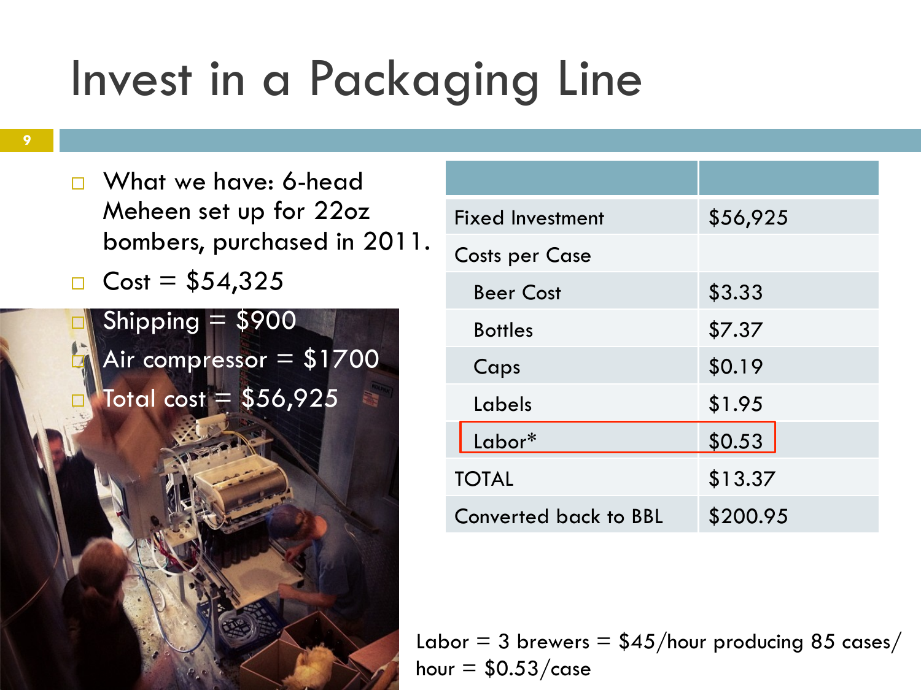# Invest in a Packaging Line

- What we have: 6-head Meheen set up for 22oz bombers, purchased in 2011.
- Cost = $54,325
- Shipping = $900
- Air compressor = $1700
- Total cost = $56,925

| | |
|---|---|
| Fixed Investment | $56,925 |
| Costs per Case | |
| Beer Cost | $3.33 |
| Bottles | $7.37 |
| Caps | $0.19 |
| Labels | $1.95 |
| Labor* | $0.53 |
| TOTAL | $13.37 |
| Converted back to BBL | $200.95 |

Labor = 3 brewers = $45/hour producing 85 cases/ hour = $0.53/case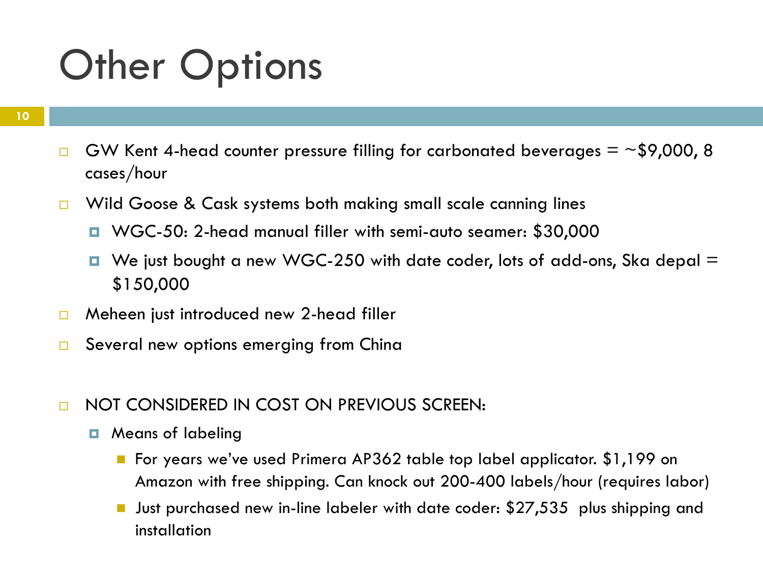# Other Options

- GW Kent 4-head counter pressure filling for carbonated beverages = ~$9,000, 8 cases/hour
- Wild Goose & Cask systems both making small scale canning lines
  - WGC-50: 2-head manual filler with semi-auto seamer: $30,000
  - We just bought a new WGC-250 with date coder, lots of add-ons, Ska depal = $150,000
- Meheen just introduced new 2-head filler
- Several new options emerging from China

- NOT CONSIDERED IN COST ON PREVIOUS SCREEN:
  - Means of labeling
    - For years we've used Primera AP362 table top label applicator. $1,199 on Amazon with free shipping. Can knock out 200-400 labels/hour (requires labor)
    - Just purchased new in-line labeler with date coder: $27,535 plus shipping and installation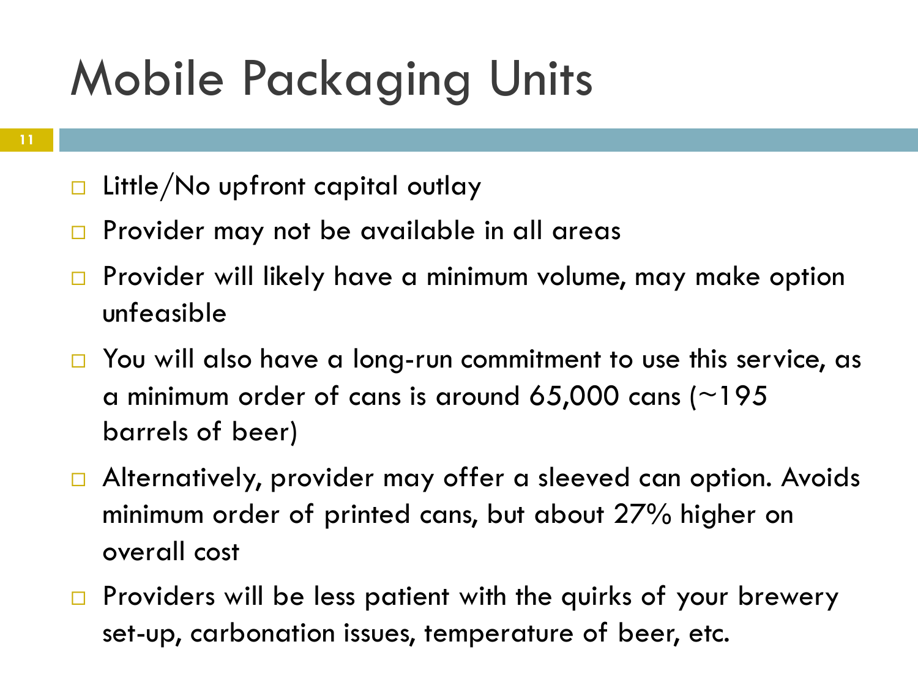# Mobile Packaging Units

- Little/No upfront capital outlay
- Provider may not be available in all areas
- Provider will likely have a minimum volume, may make option unfeasible
- You will also have a long-run commitment to use this service, as a minimum order of cans is around 65,000 cans (~195 barrels of beer)
- Alternatively, provider may offer a sleeved can option. Avoids minimum order of printed cans, but about 27% higher on overall cost
- Providers will be less patient with the quirks of your brewery set-up, carbonation issues, temperature of beer, etc.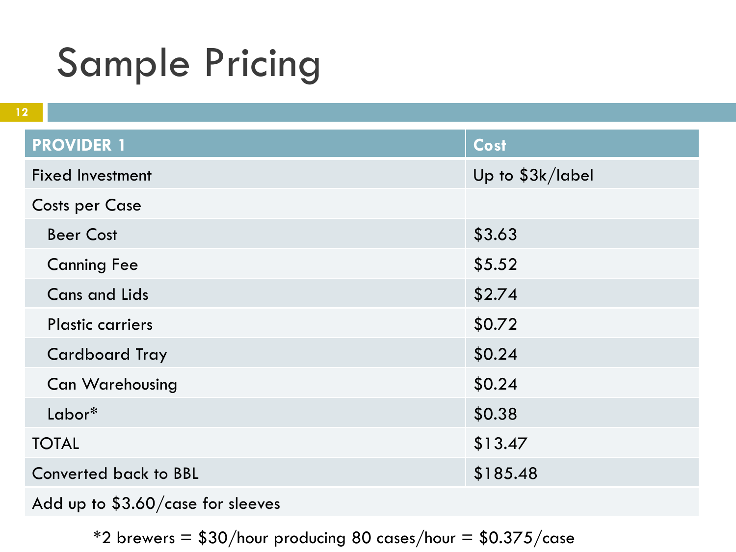# Sample Pricing

| PROVIDER 1 | Cost |
|---|---|
| Fixed Investment | Up to $3k/label |
| Costs per Case | |
| Beer Cost | $3.63 |
| Canning Fee | $5.52 |
| Cans and Lids | $2.74 |
| Plastic carriers | $0.72 |
| Cardboard Tray | $0.24 |
| Can Warehousing | $0.24 |
| Labor* | $0.38 |
| TOTAL | $13.47 |
| Converted back to BBL | $185.48 |
| Add up to $3.60/case for sleeves | |

*2 brewers = $30/hour producing 80 cases/hour = $0.375/case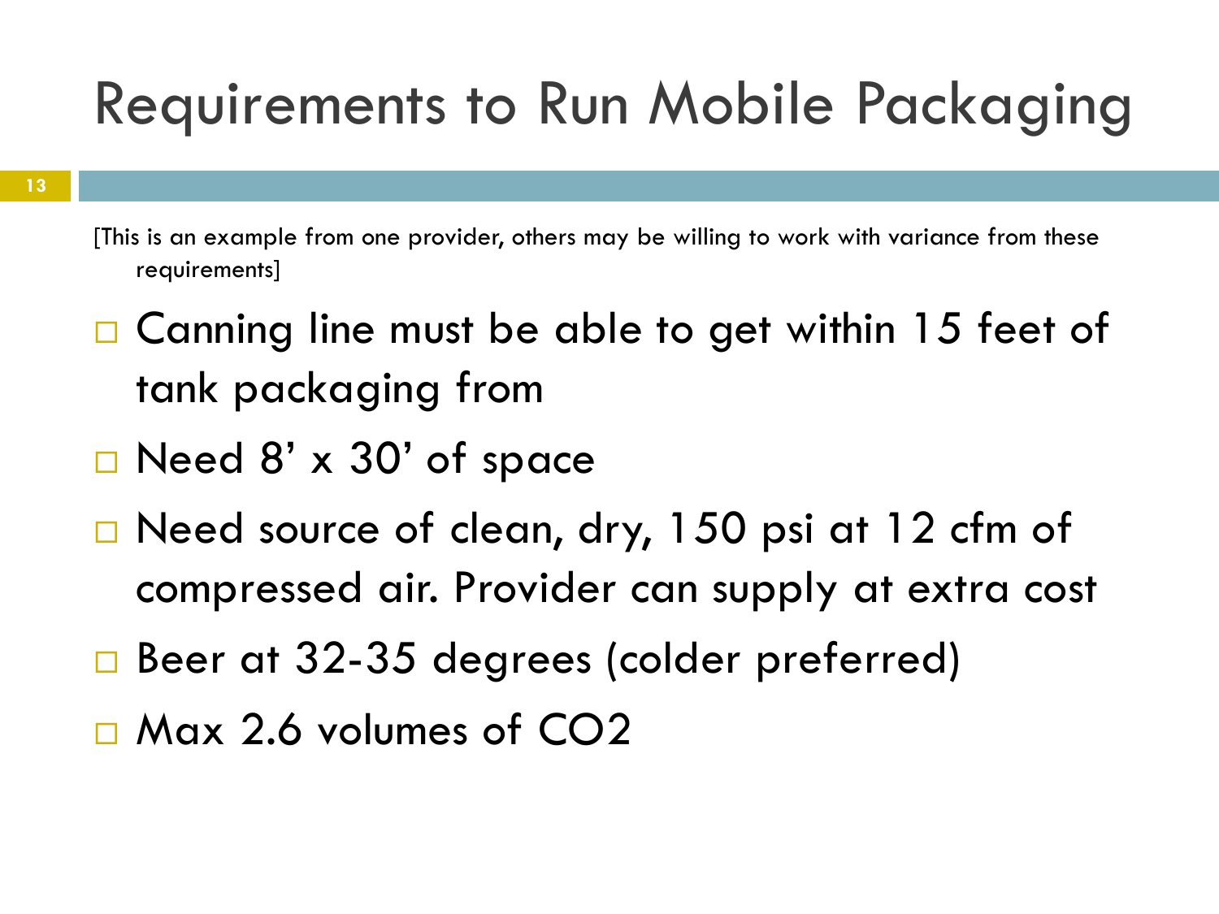# Requirements to Run Mobile Packaging

[This is an example from one provider, others may be willing to work with variance from these requirements]

- Canning line must be able to get within 15 feet of tank packaging from
- Need 8' x 30' of space
- Need source of clean, dry, 150 psi at 12 cfm of compressed air. Provider can supply at extra cost
- Beer at 32-35 degrees (colder preferred)
- Max 2.6 volumes of $CO_2$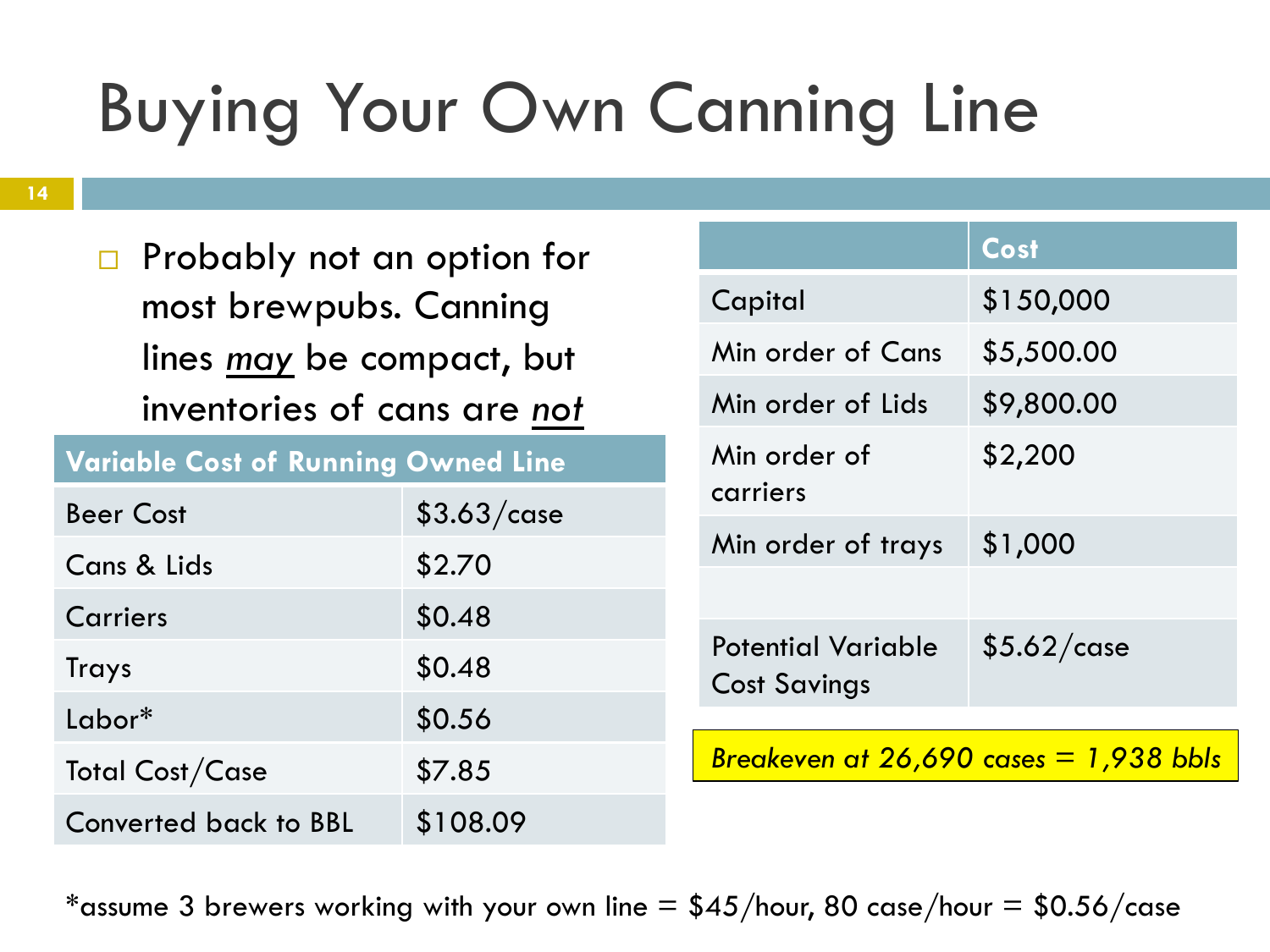# Buying Your Own Canning Line

- Probably not an option for most brewpubs. Canning lines *may* be compact, but inventories of cans are *not*

| Variable Cost of Running Owned Line | |
|---|---|
| Beer Cost | $3.63/case |
| Cans & Lids | $2.70 |
| Carriers | $0.48 |
| Trays | $0.48 |
| Labor* | $0.56 |
| Total Cost/Case | $7.85 |
| Converted back to BBL | $108.09 |

| | Cost |
|---|---|
| Capital | $150,000 |
| Min order of Cans | $5,500.00 |
| Min order of Lids | $9,800.00 |
| Min order of carriers | $2,200 |
| Min order of trays | $1,000 |
| | |
| Potential Variable Cost Savings | $5.62/case |

*Breakeven at 26,690 cases = 1,938 bbls*

*assume 3 brewers working with your own line = $45/hour, 80 case/hour = $0.56/case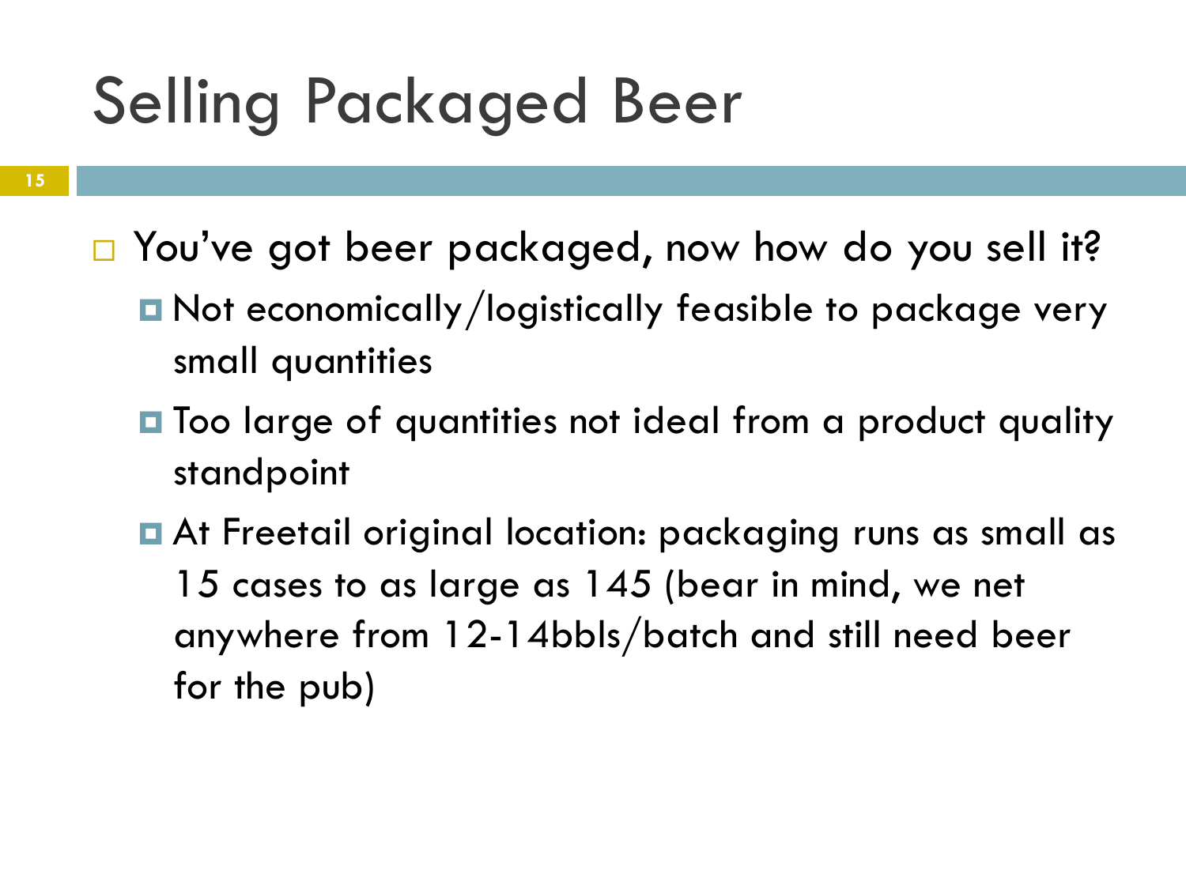# Selling Packaged Beer

- You’ve got beer packaged, now how do you sell it?
  - Not economically/logistically feasible to package very small quantities
  - Too large of quantities not ideal from a product quality standpoint
  - At Freetail original location: packaging runs as small as 15 cases to as large as 145 (bear in mind, we net anywhere from 12-14bbls/batch and still need beer for the pub)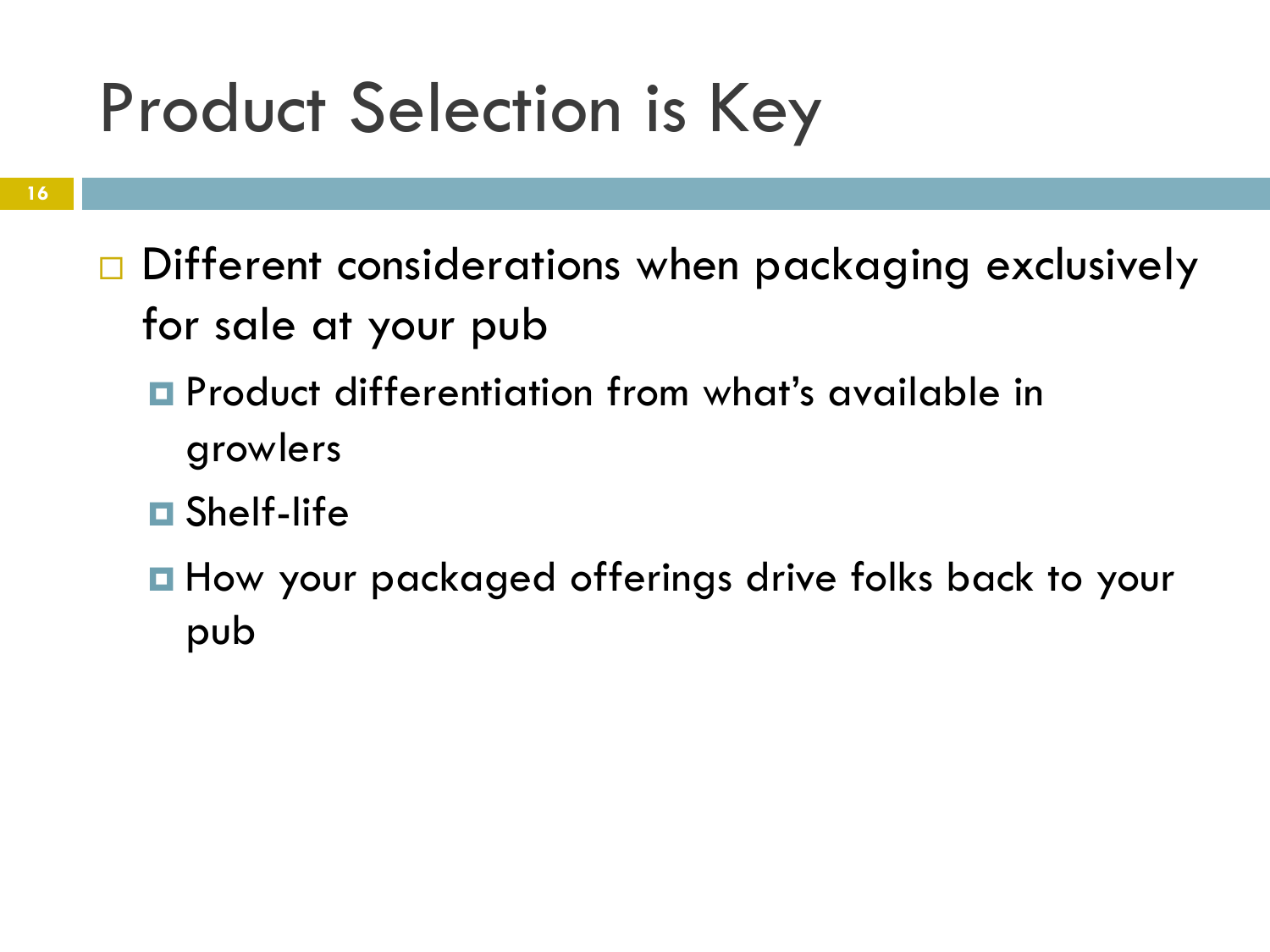# Product Selection is Key

- Different considerations when packaging exclusively for sale at your pub
  - Product differentiation from what's available in growlers
  - Shelf-life
  - How your packaged offerings drive folks back to your pub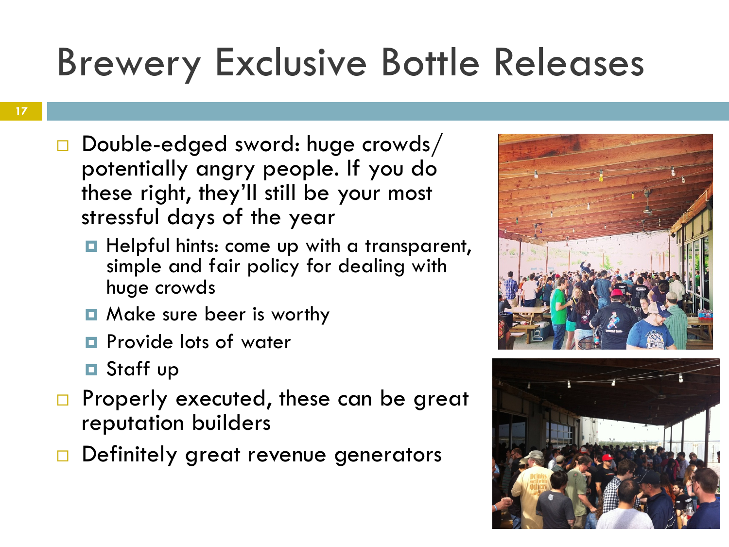# Brewery Exclusive Bottle Releases

- Double-edged sword: huge crowds/ potentially angry people. If you do these right, they'll still be your most stressful days of the year
  - Helpful hints: come up with a transparent, simple and fair policy for dealing with huge crowds
  - Make sure beer is worthy
  - Provide lots of water
  - Staff up
- Properly executed, these can be great reputation builders
- Definitely great revenue generators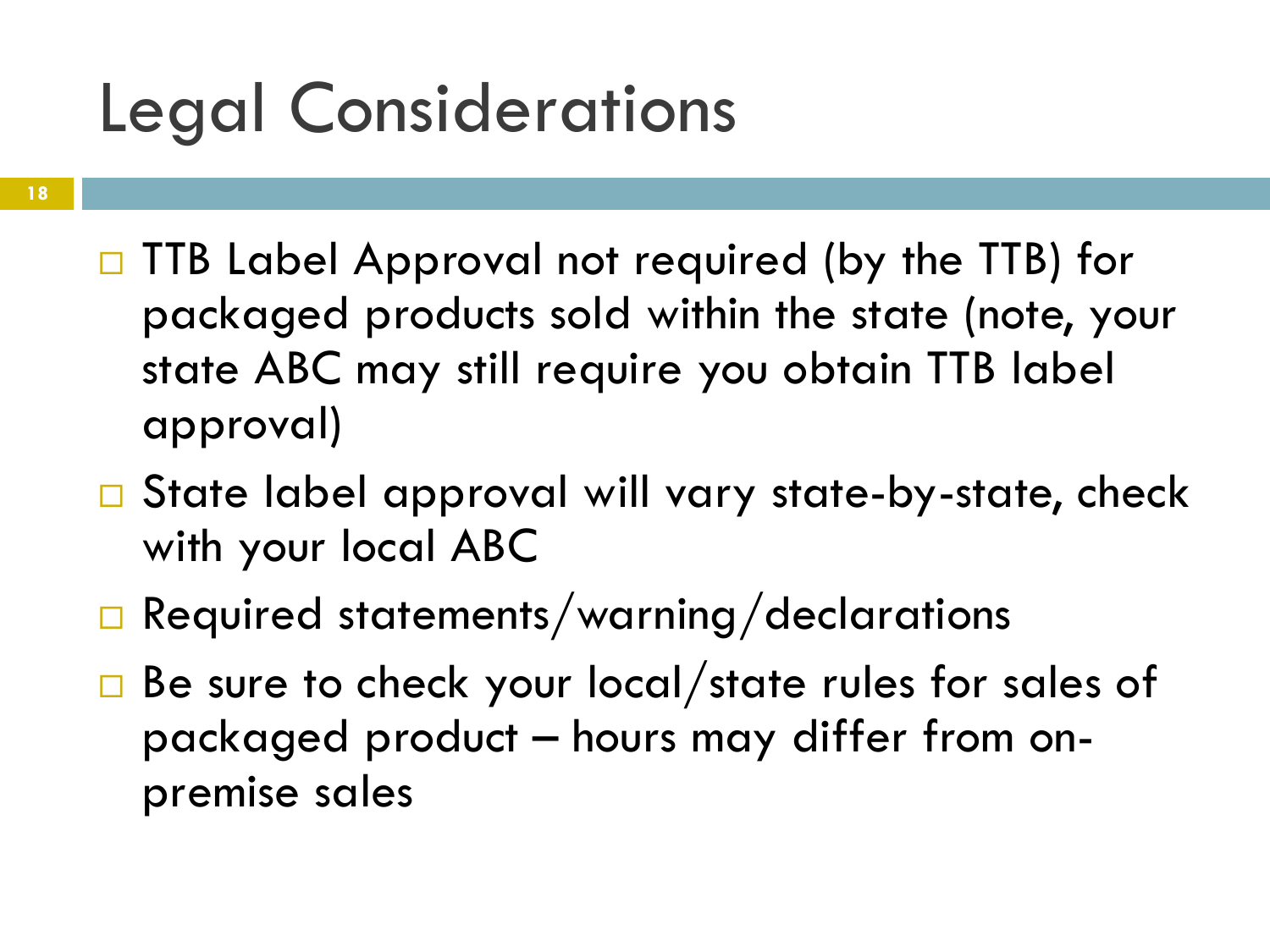# Legal Considerations

- TTB Label Approval not required (by the TTB) for packaged products sold within the state (note, your state ABC may still require you obtain TTB label approval)
- State label approval will vary state-by-state, check with your local ABC
- Required statements/warning/declarations
- Be sure to check your local/state rules for sales of packaged product – hours may differ from on-premise sales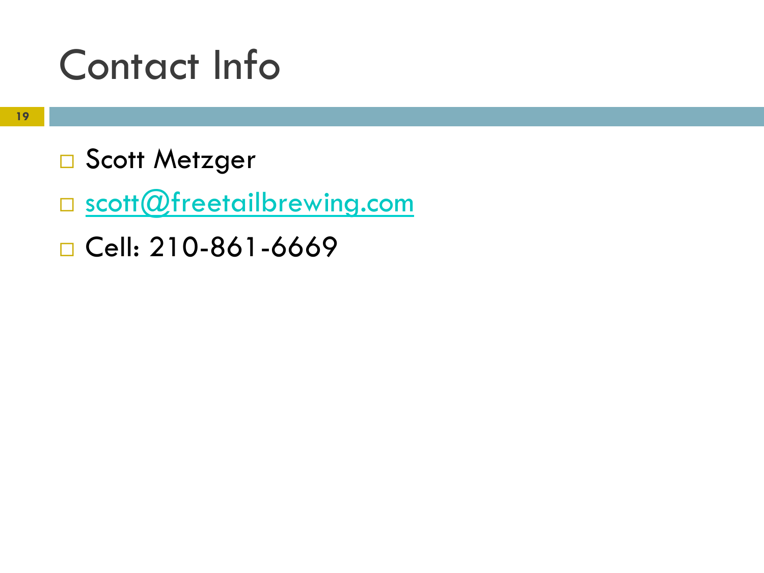# Contact Info

- Scott Metzger
- scott@freetailbrewing.com
- Cell: 210-861-6669